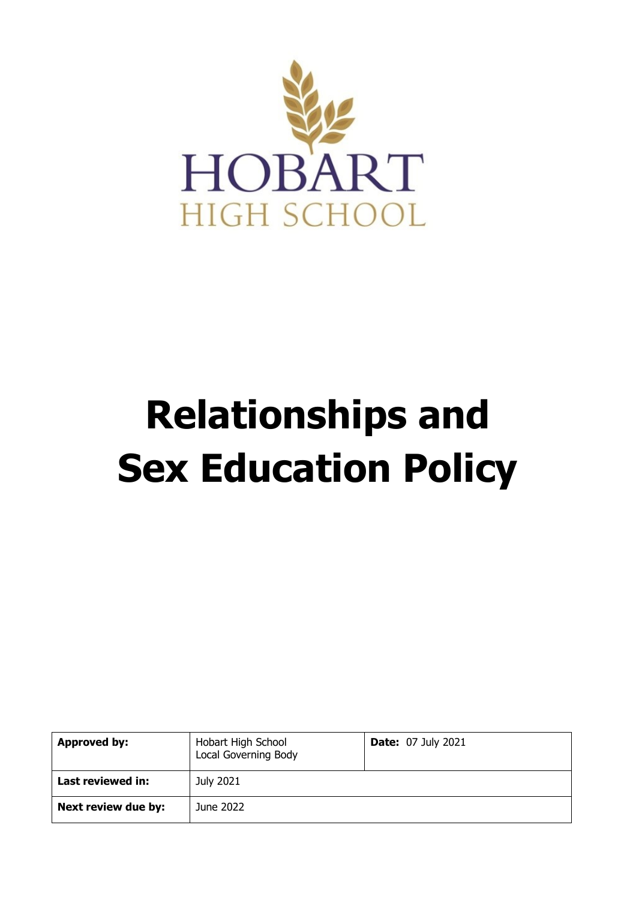HOBART
HIGH SCHOOL

# Relationships and Sex Education Policy

| **Approved by:** | Hobart High School Local Governing Body | **Date:** 07 July 2021 |
|---|---|---|
| **Last reviewed in:** | July 2021 | |
| **Next review due by:** | June 2022 | |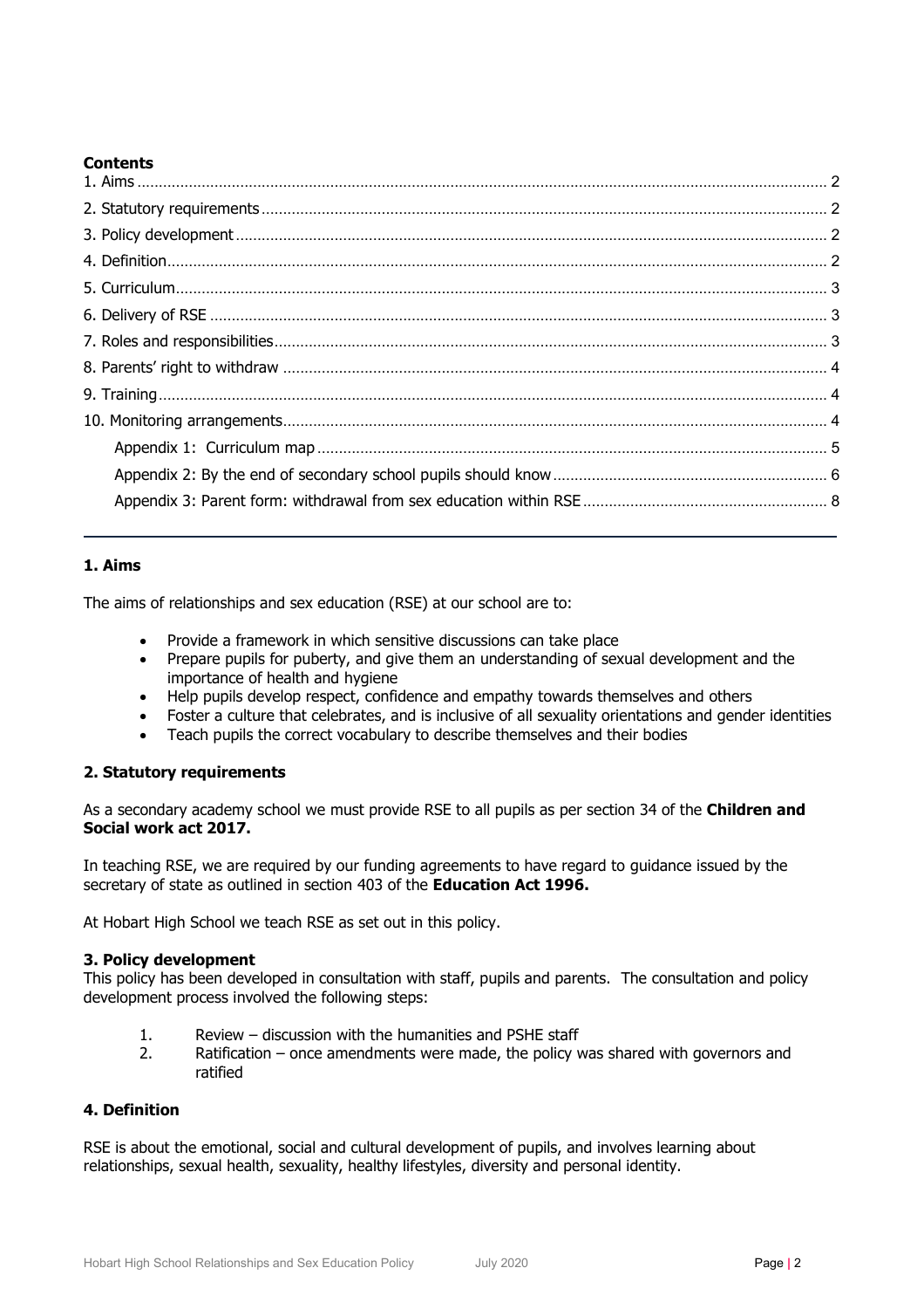**Contents**

1. Aims ..... 2
2. Statutory requirements ..... 2
3. Policy development ..... 2
4. Definition ..... 2
5. Curriculum ..... 3
6. Delivery of RSE ..... 3
7. Roles and responsibilities ..... 3
8. Parents' right to withdraw ..... 4
9. Training ..... 4
10. Monitoring arrangements ..... 4
    - Appendix 1: Curriculum map ..... 5
    - Appendix 2: By the end of secondary school pupils should know ..... 6
    - Appendix 3: Parent form: withdrawal from sex education within RSE ..... 8

---

## 1. Aims

The aims of relationships and sex education (RSE) at our school are to:

- Provide a framework in which sensitive discussions can take place
- Prepare pupils for puberty, and give them an understanding of sexual development and the importance of health and hygiene
- Help pupils develop respect, confidence and empathy towards themselves and others
- Foster a culture that celebrates, and is inclusive of all sexuality orientations and gender identities
- Teach pupils the correct vocabulary to describe themselves and their bodies

## 2. Statutory requirements

As a secondary academy school we must provide RSE to all pupils as per section 34 of the **Children and Social work act 2017.**

In teaching RSE, we are required by our funding agreements to have regard to guidance issued by the secretary of state as outlined in section 403 of the **Education Act 1996.**

At Hobart High School we teach RSE as set out in this policy.

## 3. Policy development

This policy has been developed in consultation with staff, pupils and parents. The consultation and policy development process involved the following steps:

1. Review – discussion with the humanities and PSHE staff
2. Ratification – once amendments were made, the policy was shared with governors and ratified

## 4. Definition

RSE is about the emotional, social and cultural development of pupils, and involves learning about relationships, sexual health, sexuality, healthy lifestyles, diversity and personal identity.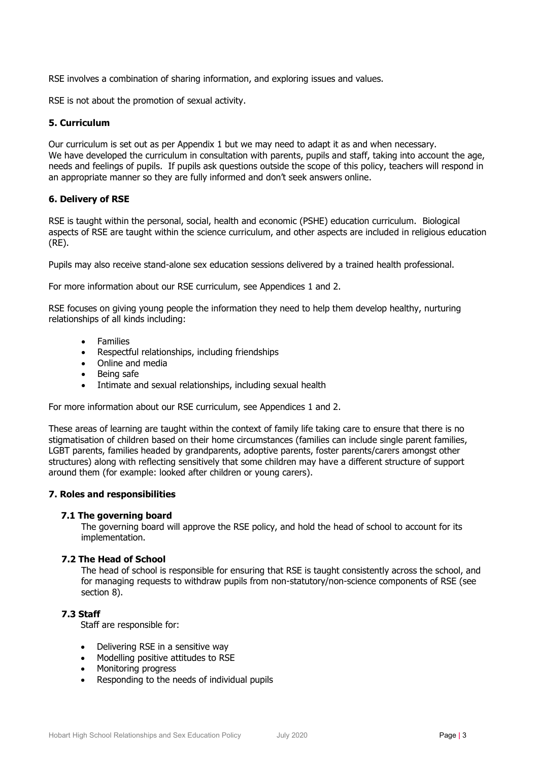RSE involves a combination of sharing information, and exploring issues and values.

RSE is not about the promotion of sexual activity.

## 5. Curriculum

Our curriculum is set out as per Appendix 1 but we may need to adapt it as and when necessary. We have developed the curriculum in consultation with parents, pupils and staff, taking into account the age, needs and feelings of pupils. If pupils ask questions outside the scope of this policy, teachers will respond in an appropriate manner so they are fully informed and don't seek answers online.

## 6. Delivery of RSE

RSE is taught within the personal, social, health and economic (PSHE) education curriculum. Biological aspects of RSE are taught within the science curriculum, and other aspects are included in religious education (RE).

Pupils may also receive stand-alone sex education sessions delivered by a trained health professional.

For more information about our RSE curriculum, see Appendices 1 and 2.

RSE focuses on giving young people the information they need to help them develop healthy, nurturing relationships of all kinds including:

- Families
- Respectful relationships, including friendships
- Online and media
- Being safe
- Intimate and sexual relationships, including sexual health

For more information about our RSE curriculum, see Appendices 1 and 2.

These areas of learning are taught within the context of family life taking care to ensure that there is no stigmatisation of children based on their home circumstances (families can include single parent families, LGBT parents, families headed by grandparents, adoptive parents, foster parents/carers amongst other structures) along with reflecting sensitively that some children may have a different structure of support around them (for example: looked after children or young carers).

## 7. Roles and responsibilities

### 7.1 The governing board

The governing board will approve the RSE policy, and hold the head of school to account for its implementation.

### 7.2 The Head of School

The head of school is responsible for ensuring that RSE is taught consistently across the school, and for managing requests to withdraw pupils from non-statutory/non-science components of RSE (see section 8).

### 7.3 Staff

Staff are responsible for:

- Delivering RSE in a sensitive way
- Modelling positive attitudes to RSE
- Monitoring progress
- Responding to the needs of individual pupils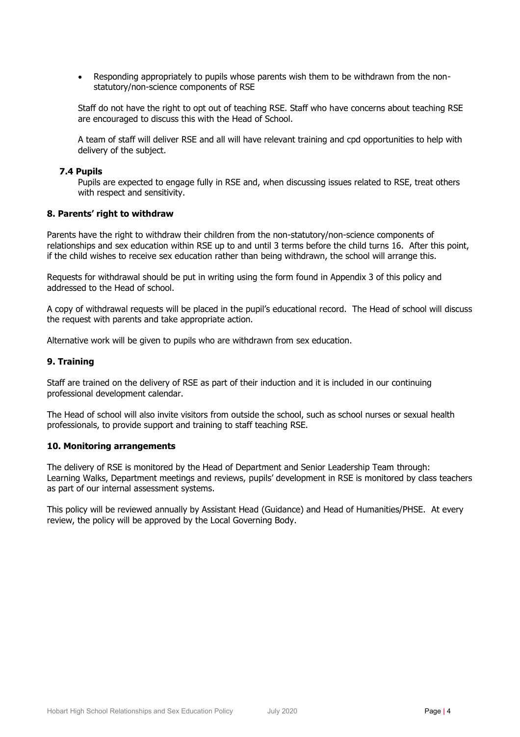- Responding appropriately to pupils whose parents wish them to be withdrawn from the non-statutory/non-science components of RSE

Staff do not have the right to opt out of teaching RSE. Staff who have concerns about teaching RSE are encouraged to discuss this with the Head of School.

A team of staff will deliver RSE and all will have relevant training and cpd opportunities to help with delivery of the subject.

### 7.4 Pupils

Pupils are expected to engage fully in RSE and, when discussing issues related to RSE, treat others with respect and sensitivity.

## 8. Parents' right to withdraw

Parents have the right to withdraw their children from the non-statutory/non-science components of relationships and sex education within RSE up to and until 3 terms before the child turns 16. After this point, if the child wishes to receive sex education rather than being withdrawn, the school will arrange this.

Requests for withdrawal should be put in writing using the form found in Appendix 3 of this policy and addressed to the Head of school.

A copy of withdrawal requests will be placed in the pupil's educational record. The Head of school will discuss the request with parents and take appropriate action.

Alternative work will be given to pupils who are withdrawn from sex education.

## 9. Training

Staff are trained on the delivery of RSE as part of their induction and it is included in our continuing professional development calendar.

The Head of school will also invite visitors from outside the school, such as school nurses or sexual health professionals, to provide support and training to staff teaching RSE.

## 10. Monitoring arrangements

The delivery of RSE is monitored by the Head of Department and Senior Leadership Team through: Learning Walks, Department meetings and reviews, pupils' development in RSE is monitored by class teachers as part of our internal assessment systems.

This policy will be reviewed annually by Assistant Head (Guidance) and Head of Humanities/PHSE. At every review, the policy will be approved by the Local Governing Body.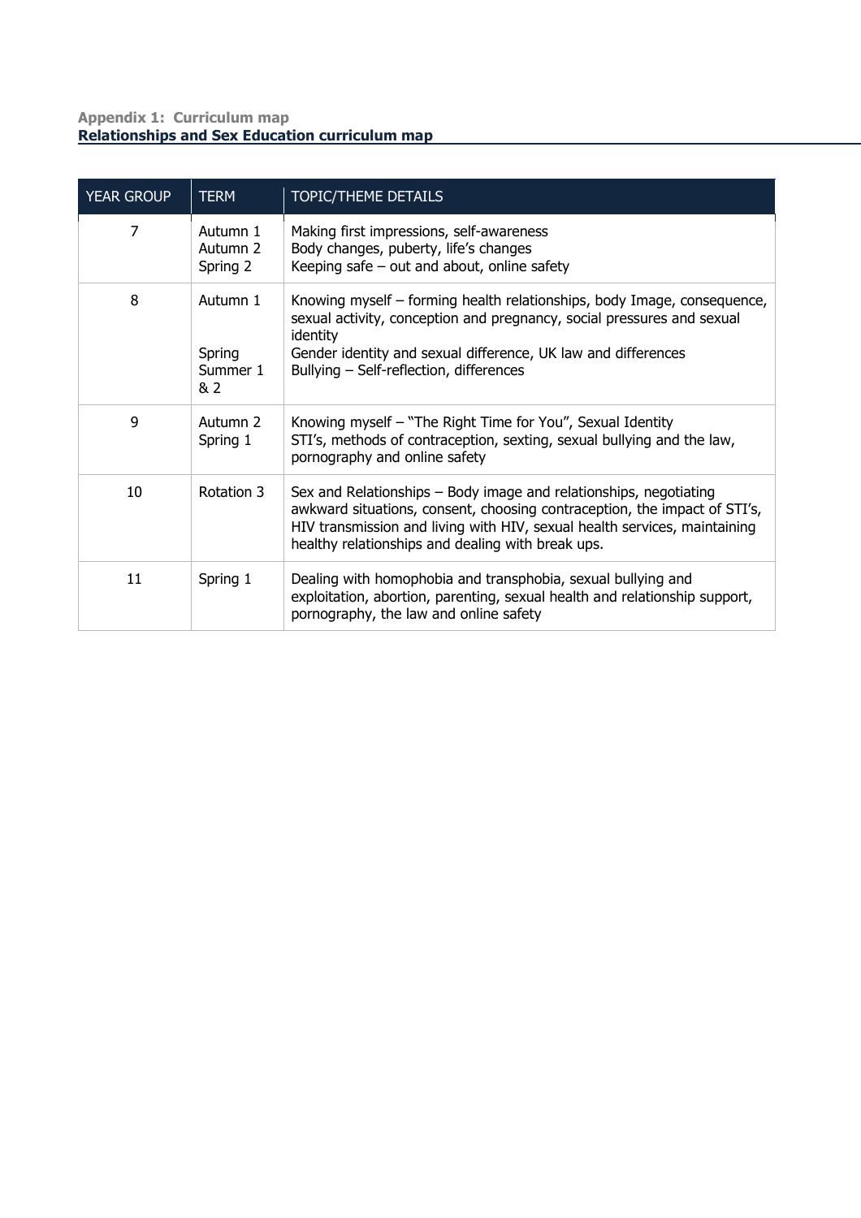**Appendix 1: Curriculum map**

## Relationships and Sex Education curriculum map

| YEAR GROUP | TERM | TOPIC/THEME DETAILS |
|---|---|---|
| 7 | Autumn 1<br>Autumn 2<br>Spring 2 | Making first impressions, self-awareness<br>Body changes, puberty, life's changes<br>Keeping safe – out and about, online safety |
| 8 | Autumn 1<br><br>Spring<br>Summer 1 & 2 | Knowing myself – forming health relationships, body Image, consequence, sexual activity, conception and pregnancy, social pressures and sexual identity<br>Gender identity and sexual difference, UK law and differences<br>Bullying – Self-reflection, differences |
| 9 | Autumn 2<br>Spring 1 | Knowing myself – "The Right Time for You", Sexual Identity<br>STI's, methods of contraception, sexting, sexual bullying and the law, pornography and online safety |
| 10 | Rotation 3 | Sex and Relationships – Body image and relationships, negotiating awkward situations, consent, choosing contraception, the impact of STI's, HIV transmission and living with HIV, sexual health services, maintaining healthy relationships and dealing with break ups. |
| 11 | Spring 1 | Dealing with homophobia and transphobia, sexual bullying and exploitation, abortion, parenting, sexual health and relationship support, pornography, the law and online safety |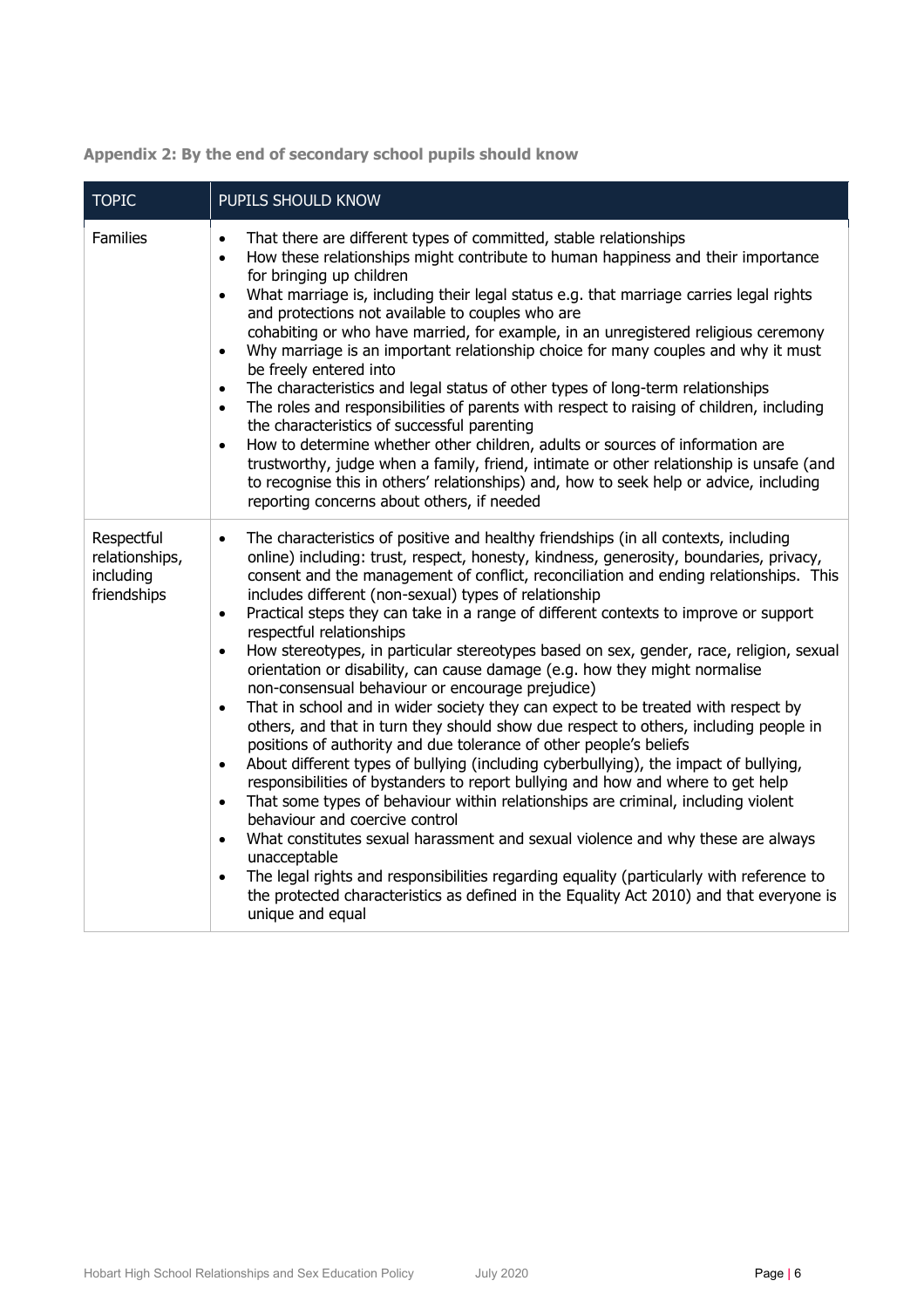**Appendix 2: By the end of secondary school pupils should know**

| TOPIC | PUPILS SHOULD KNOW |
| --- | --- |
| Families | • That there are different types of committed, stable relationships<br>• How these relationships might contribute to human happiness and their importance for bringing up children<br>• What marriage is, including their legal status e.g. that marriage carries legal rights and protections not available to couples who are cohabiting or who have married, for example, in an unregistered religious ceremony<br>• Why marriage is an important relationship choice for many couples and why it must be freely entered into<br>• The characteristics and legal status of other types of long-term relationships<br>• The roles and responsibilities of parents with respect to raising of children, including the characteristics of successful parenting<br>• How to determine whether other children, adults or sources of information are trustworthy, judge when a family, friend, intimate or other relationship is unsafe (and to recognise this in others' relationships) and, how to seek help or advice, including reporting concerns about others, if needed |
| Respectful relationships, including friendships | • The characteristics of positive and healthy friendships (in all contexts, including online) including: trust, respect, honesty, kindness, generosity, boundaries, privacy, consent and the management of conflict, reconciliation and ending relationships. This includes different (non-sexual) types of relationship<br>• Practical steps they can take in a range of different contexts to improve or support respectful relationships<br>• How stereotypes, in particular stereotypes based on sex, gender, race, religion, sexual orientation or disability, can cause damage (e.g. how they might normalise non-consensual behaviour or encourage prejudice)<br>• That in school and in wider society they can expect to be treated with respect by others, and that in turn they should show due respect to others, including people in positions of authority and due tolerance of other people's beliefs<br>• About different types of bullying (including cyberbullying), the impact of bullying, responsibilities of bystanders to report bullying and how and where to get help<br>• That some types of behaviour within relationships are criminal, including violent behaviour and coercive control<br>• What constitutes sexual harassment and sexual violence and why these are always unacceptable<br>• The legal rights and responsibilities regarding equality (particularly with reference to the protected characteristics as defined in the Equality Act 2010) and that everyone is unique and equal |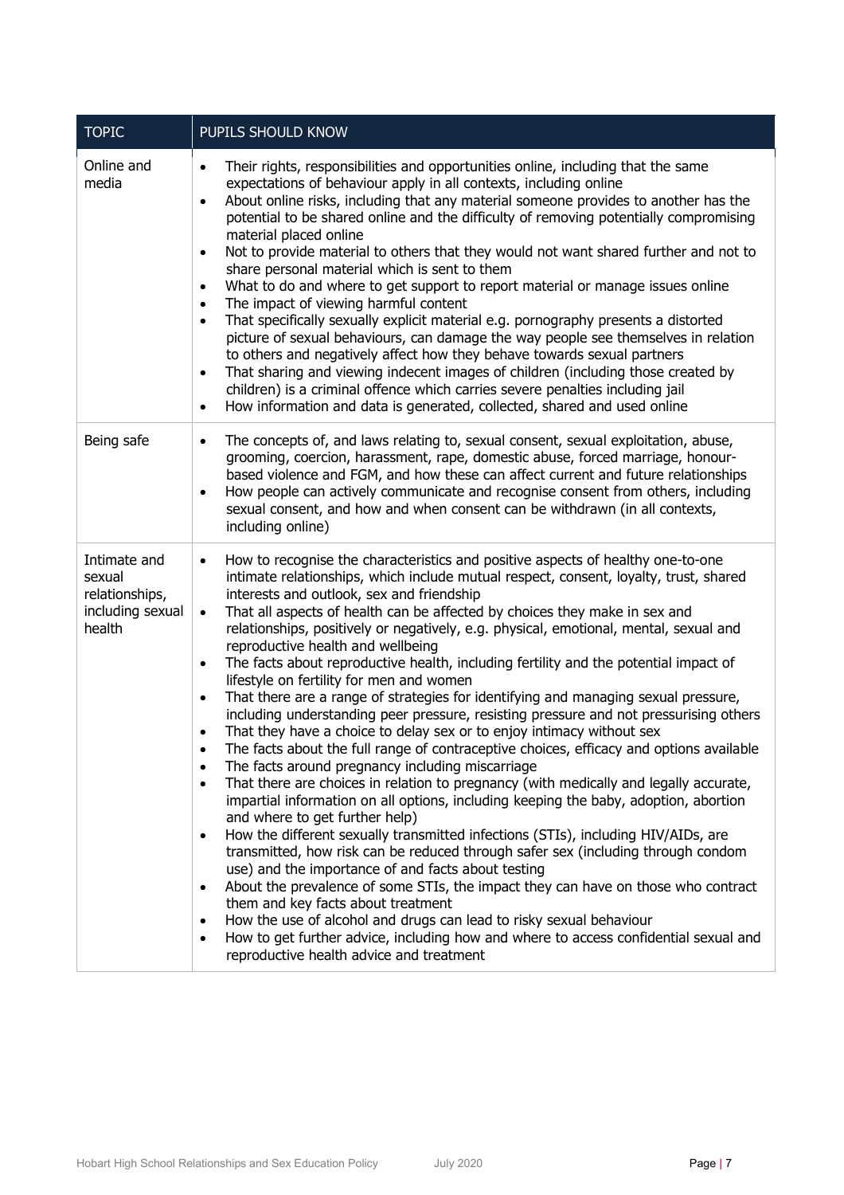| TOPIC | PUPILS SHOULD KNOW |
| --- | --- |
| Online and media | • Their rights, responsibilities and opportunities online, including that the same expectations of behaviour apply in all contexts, including online<br>• About online risks, including that any material someone provides to another has the potential to be shared online and the difficulty of removing potentially compromising material placed online<br>• Not to provide material to others that they would not want shared further and not to share personal material which is sent to them<br>• What to do and where to get support to report material or manage issues online<br>• The impact of viewing harmful content<br>• That specifically sexually explicit material e.g. pornography presents a distorted picture of sexual behaviours, can damage the way people see themselves in relation to others and negatively affect how they behave towards sexual partners<br>• That sharing and viewing indecent images of children (including those created by children) is a criminal offence which carries severe penalties including jail<br>• How information and data is generated, collected, shared and used online |
| Being safe | • The concepts of, and laws relating to, sexual consent, sexual exploitation, abuse, grooming, coercion, harassment, rape, domestic abuse, forced marriage, honour-based violence and FGM, and how these can affect current and future relationships<br>• How people can actively communicate and recognise consent from others, including sexual consent, and how and when consent can be withdrawn (in all contexts, including online) |
| Intimate and sexual relationships, including sexual health | • How to recognise the characteristics and positive aspects of healthy one-to-one intimate relationships, which include mutual respect, consent, loyalty, trust, shared interests and outlook, sex and friendship<br>• That all aspects of health can be affected by choices they make in sex and relationships, positively or negatively, e.g. physical, emotional, mental, sexual and reproductive health and wellbeing<br>• The facts about reproductive health, including fertility and the potential impact of lifestyle on fertility for men and women<br>• That there are a range of strategies for identifying and managing sexual pressure, including understanding peer pressure, resisting pressure and not pressurising others<br>• That they have a choice to delay sex or to enjoy intimacy without sex<br>• The facts about the full range of contraceptive choices, efficacy and options available<br>• The facts around pregnancy including miscarriage<br>• That there are choices in relation to pregnancy (with medically and legally accurate, impartial information on all options, including keeping the baby, adoption, abortion and where to get further help)<br>• How the different sexually transmitted infections (STIs), including HIV/AIDs, are transmitted, how risk can be reduced through safer sex (including through condom use) and the importance of and facts about testing<br>• About the prevalence of some STIs, the impact they can have on those who contract them and key facts about treatment<br>• How the use of alcohol and drugs can lead to risky sexual behaviour<br>• How to get further advice, including how and where to access confidential sexual and reproductive health advice and treatment |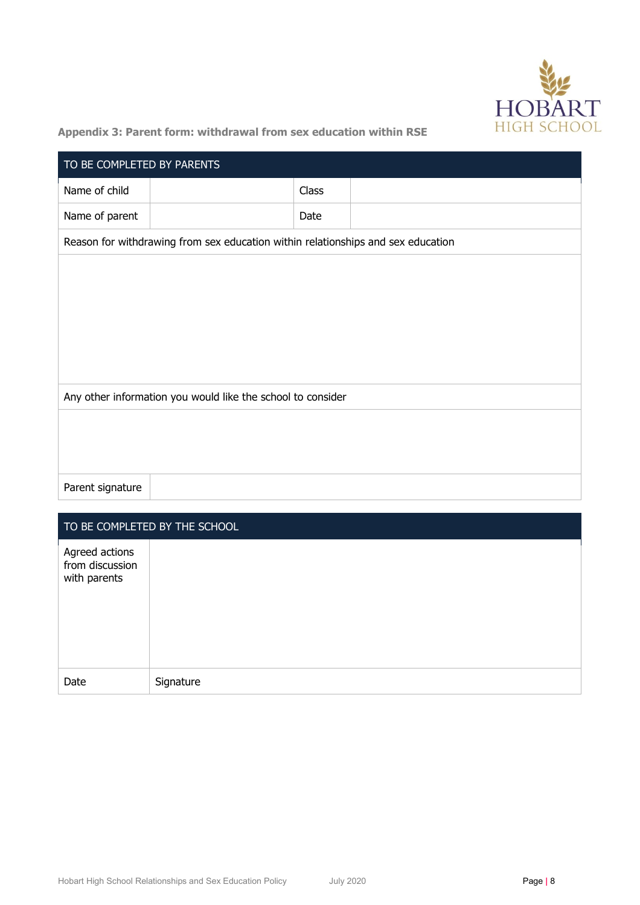HOBART
HIGH SCHOOL

### Appendix 3: Parent form: withdrawal from sex education within RSE

| TO BE COMPLETED BY PARENTS | | | |
|---|---|---|---|
| Name of child | | Class | |
| Name of parent | | Date | |
| Reason for withdrawing from sex education within relationships and sex education | | | |
| | | | |
| Any other information you would like the school to consider | | | |
| | | | |
| Parent signature | | | |

| TO BE COMPLETED BY THE SCHOOL | |
|---|---|
| Agreed actions from discussion with parents | |
| Date | Signature |